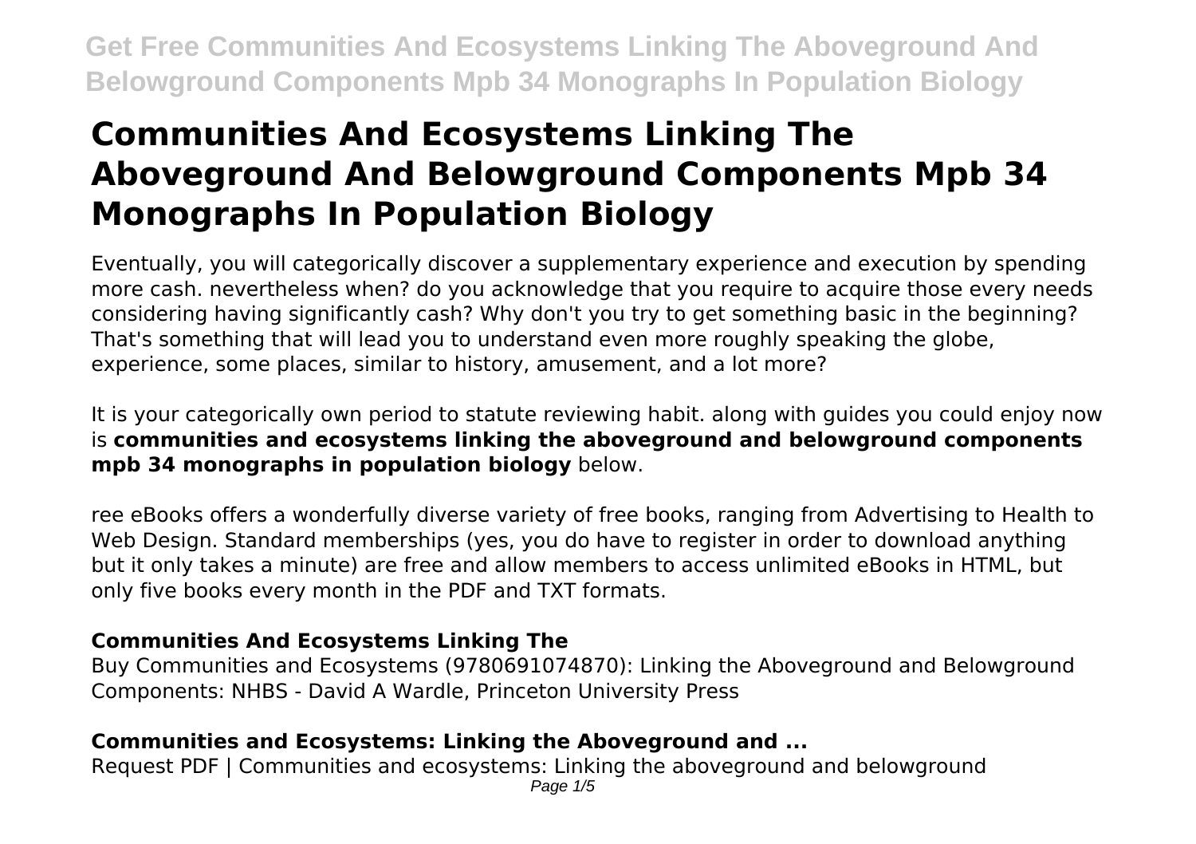# Communities And Ecosystems Linking The Aboveground And Belowground Components Mpb 34 Monographs In Population Biology

Eventually, you will categorically discover a supplementary experience and execution by spending more cash. nevertheless when? do you acknowledge that you require to acquire those every needs considering having significantly cash? Why don't you try to get something basic in the beginning? That's something that will lead you to understand even more roughly speaking the globe, experience, some places, similar to history, amusement, and a lot more?

It is your categorically own period to statute reviewing habit. along with guides you could enjoy now is **communities and ecosystems linking the aboveground and belowground components mpb 34 monographs in population biology** below.

ree eBooks offers a wonderfully diverse variety of free books, ranging from Advertising to Health to Web Design. Standard memberships (yes, you do have to register in order to download anything but it only takes a minute) are free and allow members to access unlimited eBooks in HTML, but only five books every month in the PDF and TXT formats.

### Communities And Ecosystems Linking The

Buy Communities and Ecosystems (9780691074870): Linking the Aboveground and Belowground Components: NHBS - David A Wardle, Princeton University Press

### Communities and Ecosystems: Linking the Aboveground and ...

Request PDF | Communities and ecosystems: Linking the aboveground and belowground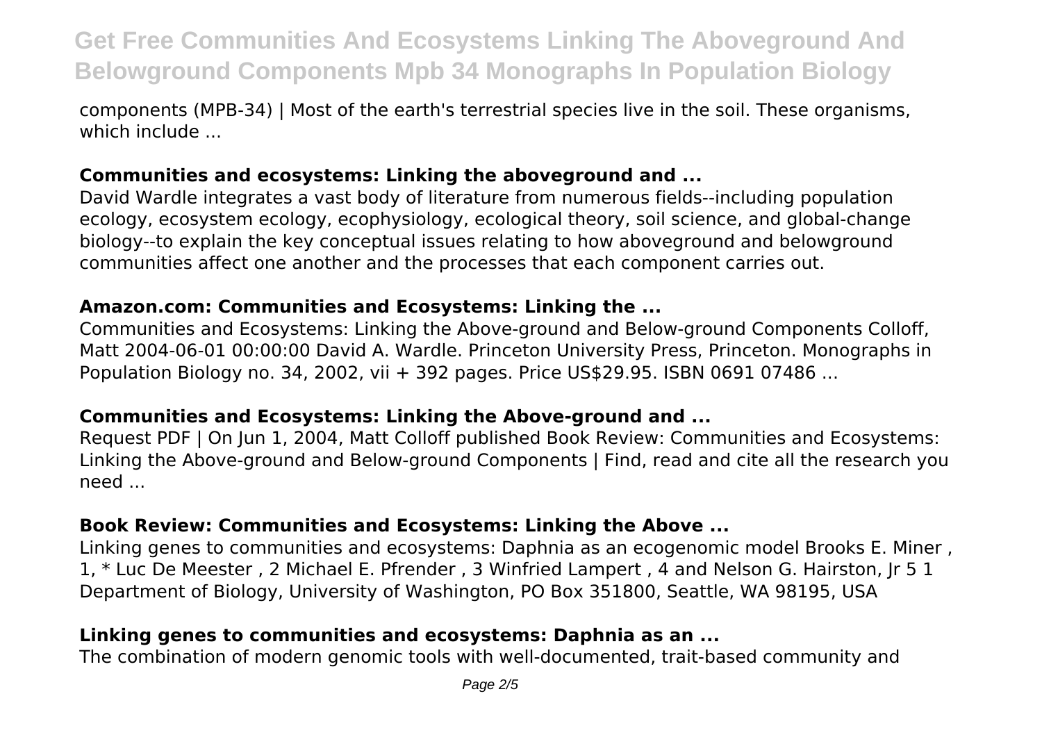components (MPB-34) | Most of the earth's terrestrial species live in the soil. These organisms, which include ...

### Communities and ecosystems: Linking the aboveground and ...

David Wardle integrates a vast body of literature from numerous fields--including population ecology, ecosystem ecology, ecophysiology, ecological theory, soil science, and global-change biology--to explain the key conceptual issues relating to how aboveground and belowground communities affect one another and the processes that each component carries out.

### Amazon.com: Communities and Ecosystems: Linking the ...

Communities and Ecosystems: Linking the Above-ground and Below-ground Components Colloff, Matt 2004-06-01 00:00:00 David A. Wardle. Princeton University Press, Princeton. Monographs in Population Biology no. 34, 2002, vii + 392 pages. Price US$29.95. ISBN 0691 07486 ...

### Communities and Ecosystems: Linking the Above-ground and ...

Request PDF | On Jun 1, 2004, Matt Colloff published Book Review: Communities and Ecosystems: Linking the Above-ground and Below-ground Components | Find, read and cite all the research you need ...

### Book Review: Communities and Ecosystems: Linking the Above ...

Linking genes to communities and ecosystems: Daphnia as an ecogenomic model Brooks E. Miner , 1, * Luc De Meester , 2 Michael E. Pfrender , 3 Winfried Lampert , 4 and Nelson G. Hairston, Jr 5 1 Department of Biology, University of Washington, PO Box 351800, Seattle, WA 98195, USA

### Linking genes to communities and ecosystems: Daphnia as an ...

The combination of modern genomic tools with well-documented, trait-based community and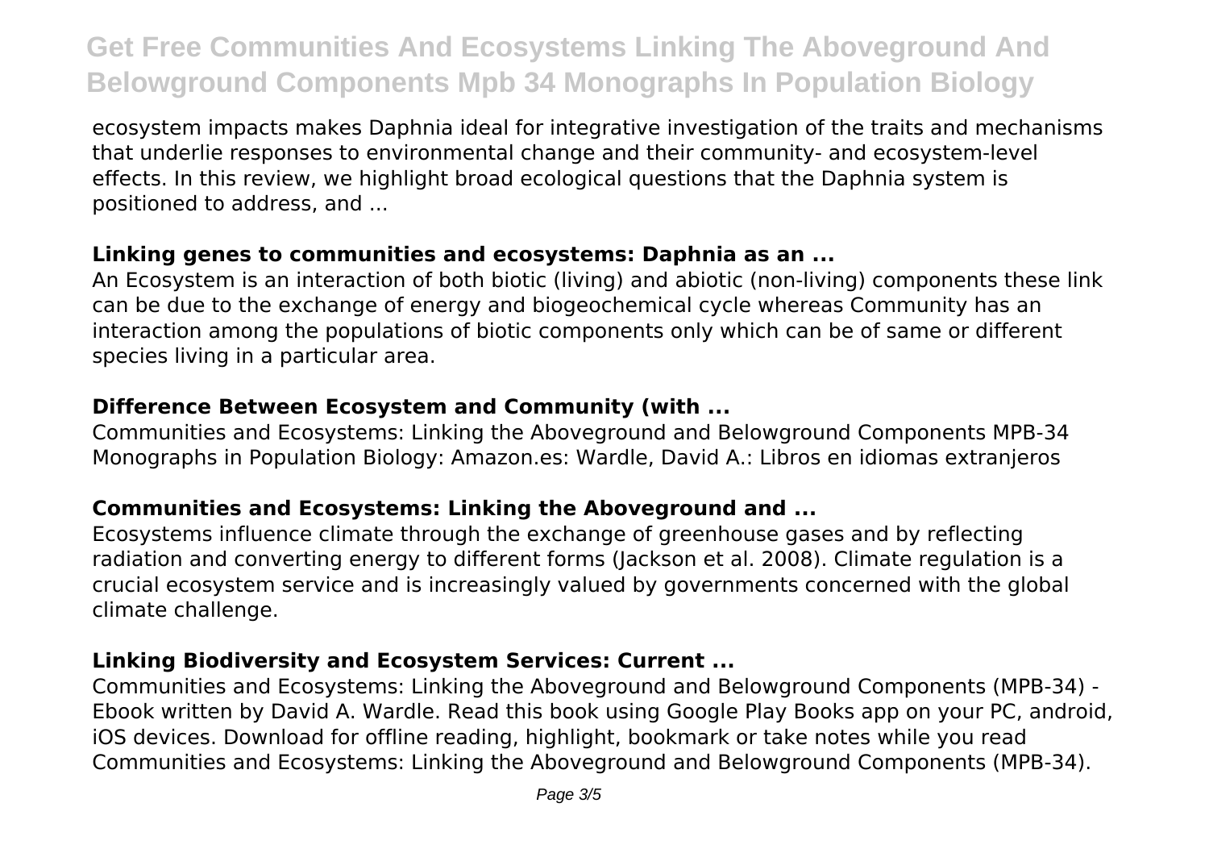ecosystem impacts makes Daphnia ideal for integrative investigation of the traits and mechanisms that underlie responses to environmental change and their community- and ecosystem-level effects. In this review, we highlight broad ecological questions that the Daphnia system is positioned to address, and ...

### **Linking genes to communities and ecosystems: Daphnia as an ...**

An Ecosystem is an interaction of both biotic (living) and abiotic (non-living) components these link can be due to the exchange of energy and biogeochemical cycle whereas Community has an interaction among the populations of biotic components only which can be of same or different species living in a particular area.

### **Difference Between Ecosystem and Community (with ...**

Communities and Ecosystems: Linking the Aboveground and Belowground Components MPB-34 Monographs in Population Biology: Amazon.es: Wardle, David A.: Libros en idiomas extranjeros

### **Communities and Ecosystems: Linking the Aboveground and ...**

Ecosystems influence climate through the exchange of greenhouse gases and by reflecting radiation and converting energy to different forms (Jackson et al. 2008). Climate regulation is a crucial ecosystem service and is increasingly valued by governments concerned with the global climate challenge.

### **Linking Biodiversity and Ecosystem Services: Current ...**

Communities and Ecosystems: Linking the Aboveground and Belowground Components (MPB-34) - Ebook written by David A. Wardle. Read this book using Google Play Books app on your PC, android, iOS devices. Download for offline reading, highlight, bookmark or take notes while you read Communities and Ecosystems: Linking the Aboveground and Belowground Components (MPB-34).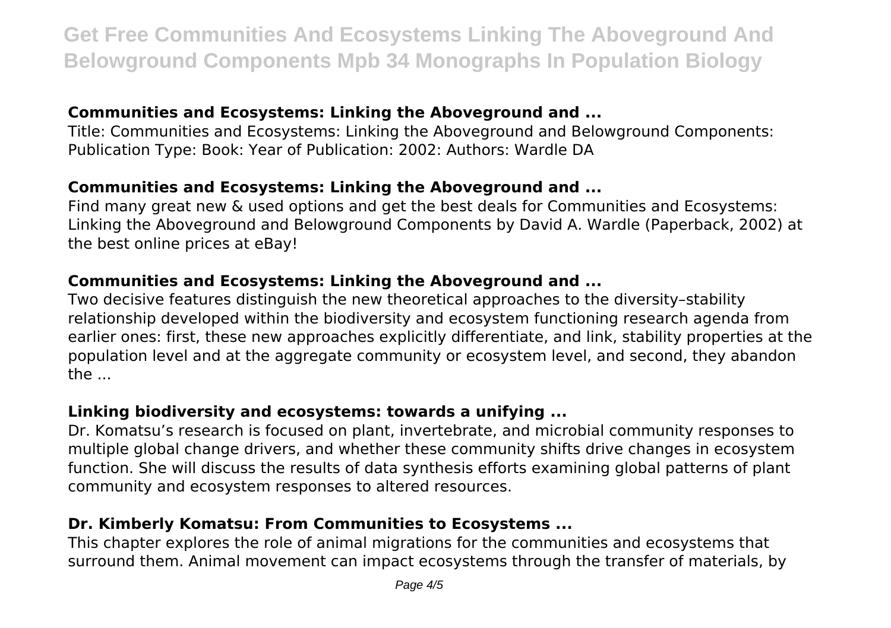### Communities and Ecosystems: Linking the Aboveground and ...

Title: Communities and Ecosystems: Linking the Aboveground and Belowground Components: Publication Type: Book: Year of Publication: 2002: Authors: Wardle DA

### Communities and Ecosystems: Linking the Aboveground and ...

Find many great new & used options and get the best deals for Communities and Ecosystems: Linking the Aboveground and Belowground Components by David A. Wardle (Paperback, 2002) at the best online prices at eBay!

### Communities and Ecosystems: Linking the Aboveground and ...

Two decisive features distinguish the new theoretical approaches to the diversity–stability relationship developed within the biodiversity and ecosystem functioning research agenda from earlier ones: first, these new approaches explicitly differentiate, and link, stability properties at the population level and at the aggregate community or ecosystem level, and second, they abandon the ...

### Linking biodiversity and ecosystems: towards a unifying ...

Dr. Komatsu's research is focused on plant, invertebrate, and microbial community responses to multiple global change drivers, and whether these community shifts drive changes in ecosystem function. She will discuss the results of data synthesis efforts examining global patterns of plant community and ecosystem responses to altered resources.

### Dr. Kimberly Komatsu: From Communities to Ecosystems ...

This chapter explores the role of animal migrations for the communities and ecosystems that surround them. Animal movement can impact ecosystems through the transfer of materials, by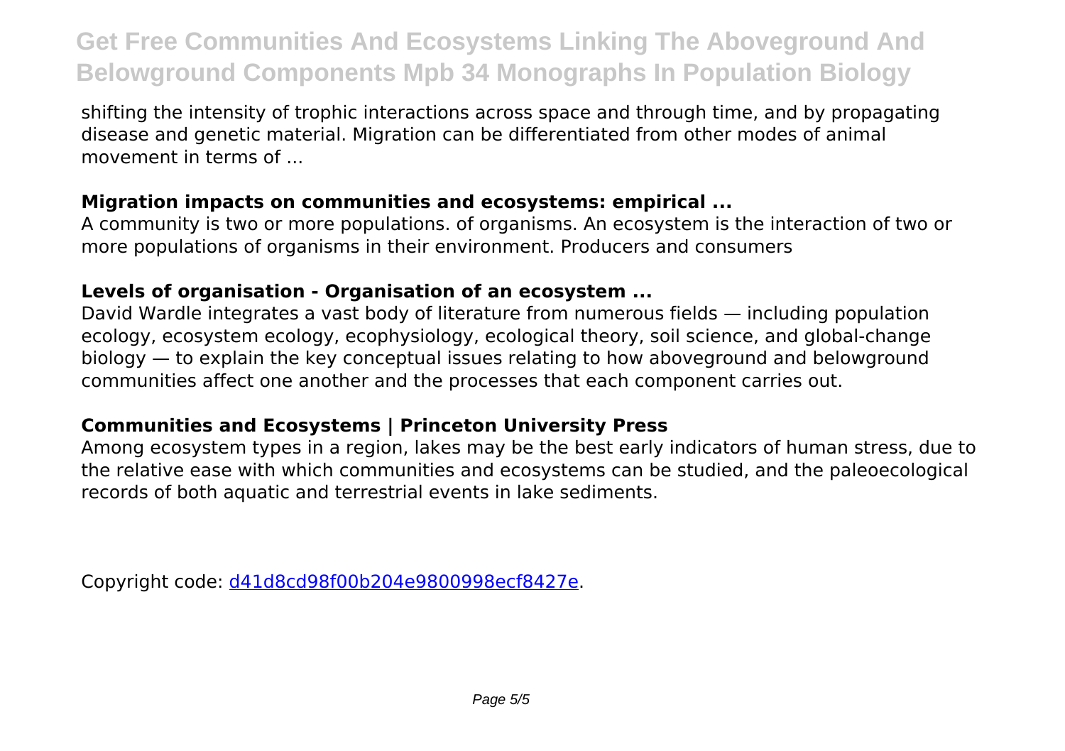shifting the intensity of trophic interactions across space and through time, and by propagating disease and genetic material. Migration can be differentiated from other modes of animal movement in terms of ...

**Migration impacts on communities and ecosystems: empirical ...**

A community is two or more populations. of organisms. An ecosystem is the interaction of two or more populations of organisms in their environment. Producers and consumers

**Levels of organisation - Organisation of an ecosystem ...**

David Wardle integrates a vast body of literature from numerous fields — including population ecology, ecosystem ecology, ecophysiology, ecological theory, soil science, and global-change biology — to explain the key conceptual issues relating to how aboveground and belowground communities affect one another and the processes that each component carries out.

**Communities and Ecosystems | Princeton University Press**

Among ecosystem types in a region, lakes may be the best early indicators of human stress, due to the relative ease with which communities and ecosystems can be studied, and the paleoecological records of both aquatic and terrestrial events in lake sediments.

Copyright code: d41d8cd98f00b204e9800998ecf8427e.